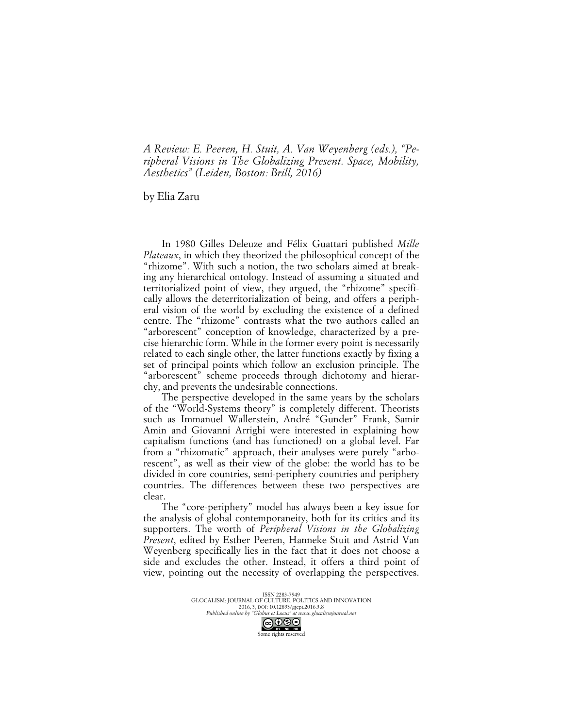*A Review: E. Peeren, H. Stuit, A. Van Weyenberg (eds.), "Peripheral Visions in The Globalizing Present. Space, Mobility, Aesthetics" (Leiden, Boston: Brill, 2016)*

by Elia Zaru

In 1980 Gilles Deleuze and Félix Guattari published *Mille Plateaux*, in which they theorized the philosophical concept of the "rhizome". With such a notion, the two scholars aimed at breaking any hierarchical ontology. Instead of assuming a situated and territorialized point of view, they argued, the "rhizome" specifically allows the deterritorialization of being, and offers a peripheral vision of the world by excluding the existence of a defined centre. The "rhizome" contrasts what the two authors called an "arborescent" conception of knowledge, characterized by a precise hierarchic form. While in the former every point is necessarily related to each single other, the latter functions exactly by fixing a set of principal points which follow an exclusion principle. The "arborescent" scheme proceeds through dichotomy and hierarchy, and prevents the undesirable connections.

The perspective developed in the same years by the scholars of the "World-Systems theory" is completely different. Theorists such as Immanuel Wallerstein, André "Gunder" Frank, Samir Amin and Giovanni Arrighi were interested in explaining how capitalism functions (and has functioned) on a global level. Far from a "rhizomatic" approach, their analyses were purely "arborescent", as well as their view of the globe: the world has to be divided in core countries, semi-periphery countries and periphery countries. The differences between these two perspectives are clear.

The "core-periphery" model has always been a key issue for the analysis of global contemporaneity, both for its critics and its supporters. The worth of *Peripheral Visions in the Globalizing Present*, edited by Esther Peeren, Hanneke Stuit and Astrid Van Weyenberg specifically lies in the fact that it does not choose a side and excludes the other. Instead, it offers a third point of view, pointing out the necessity of overlapping the perspectives.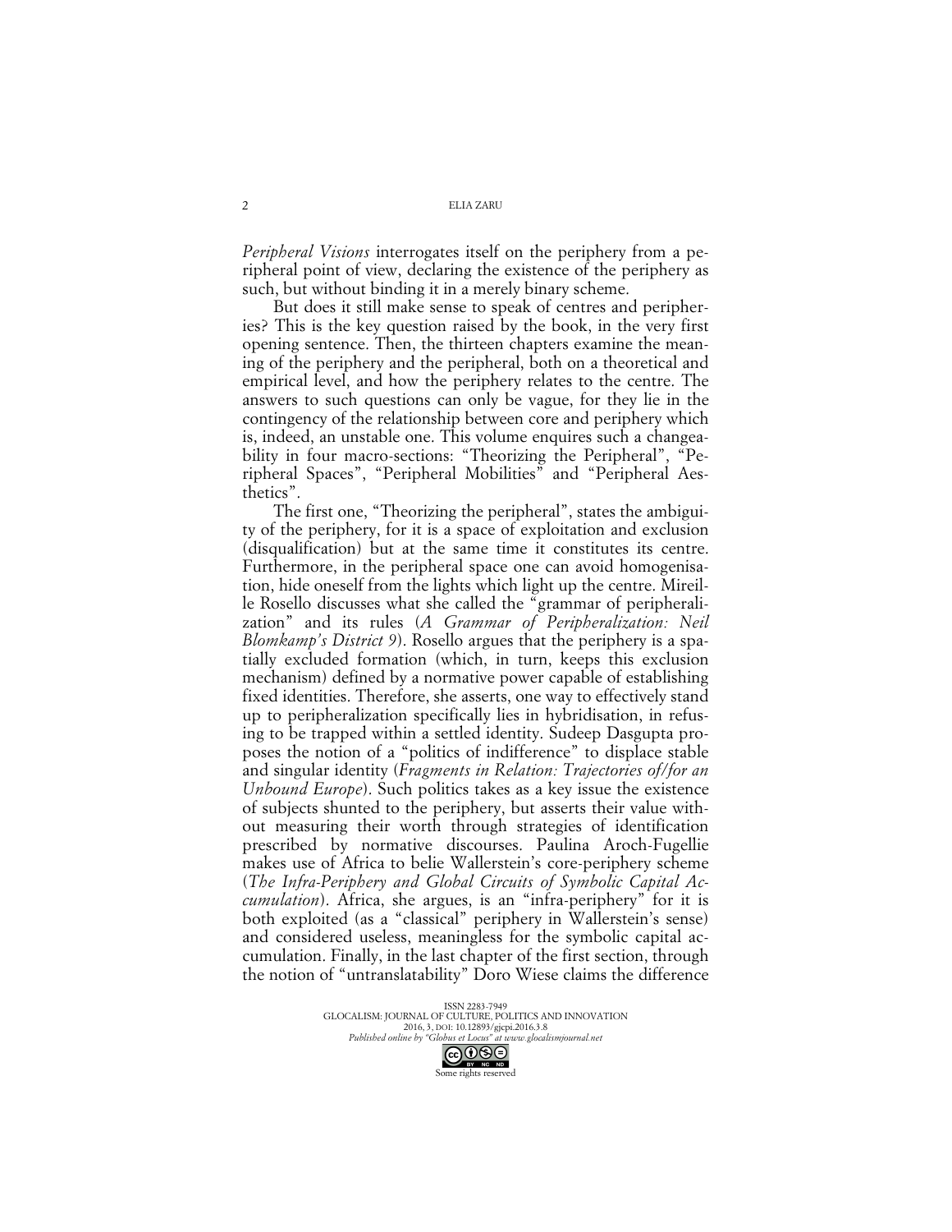*Peripheral Visions* interrogates itself on the periphery from a peripheral point of view, declaring the existence of the periphery as such, but without binding it in a merely binary scheme.

But does it still make sense to speak of centres and peripheries? This is the key question raised by the book, in the very first opening sentence. Then, the thirteen chapters examine the meaning of the periphery and the peripheral, both on a theoretical and empirical level, and how the periphery relates to the centre. The answers to such questions can only be vague, for they lie in the contingency of the relationship between core and periphery which is, indeed, an unstable one. This volume enquires such a changeability in four macro-sections: "Theorizing the Peripheral", "Peripheral Spaces", "Peripheral Mobilities" and "Peripheral Aesthetics".

The first one, "Theorizing the peripheral", states the ambiguity of the periphery, for it is a space of exploitation and exclusion (disqualification) but at the same time it constitutes its centre. Furthermore, in the peripheral space one can avoid homogenisation, hide oneself from the lights which light up the centre. Mireille Rosello discusses what she called the "grammar of peripheralization" and its rules (*A Grammar of Peripheralization: Neil Blomkamp's District 9*). Rosello argues that the periphery is a spatially excluded formation (which, in turn, keeps this exclusion mechanism) defined by a normative power capable of establishing fixed identities. Therefore, she asserts, one way to effectively stand up to peripheralization specifically lies in hybridisation, in refusing to be trapped within a settled identity. Sudeep Dasgupta proposes the notion of a "politics of indifference" to displace stable and singular identity (*Fragments in Relation: Trajectories of/for an Unbound Europe*). Such politics takes as a key issue the existence of subjects shunted to the periphery, but asserts their value without measuring their worth through strategies of identification prescribed by normative discourses. Paulina Aroch-Fugellie makes use of Africa to belie Wallerstein's core-periphery scheme (*The Infra-Periphery and Global Circuits of Symbolic Capital Accumulation*). Africa, she argues, is an "infra-periphery" for it is both exploited (as a "classical" periphery in Wallerstein's sense) and considered useless, meaningless for the symbolic capital accumulation. Finally, in the last chapter of the first section, through the notion of "untranslatability" Doro Wiese claims the difference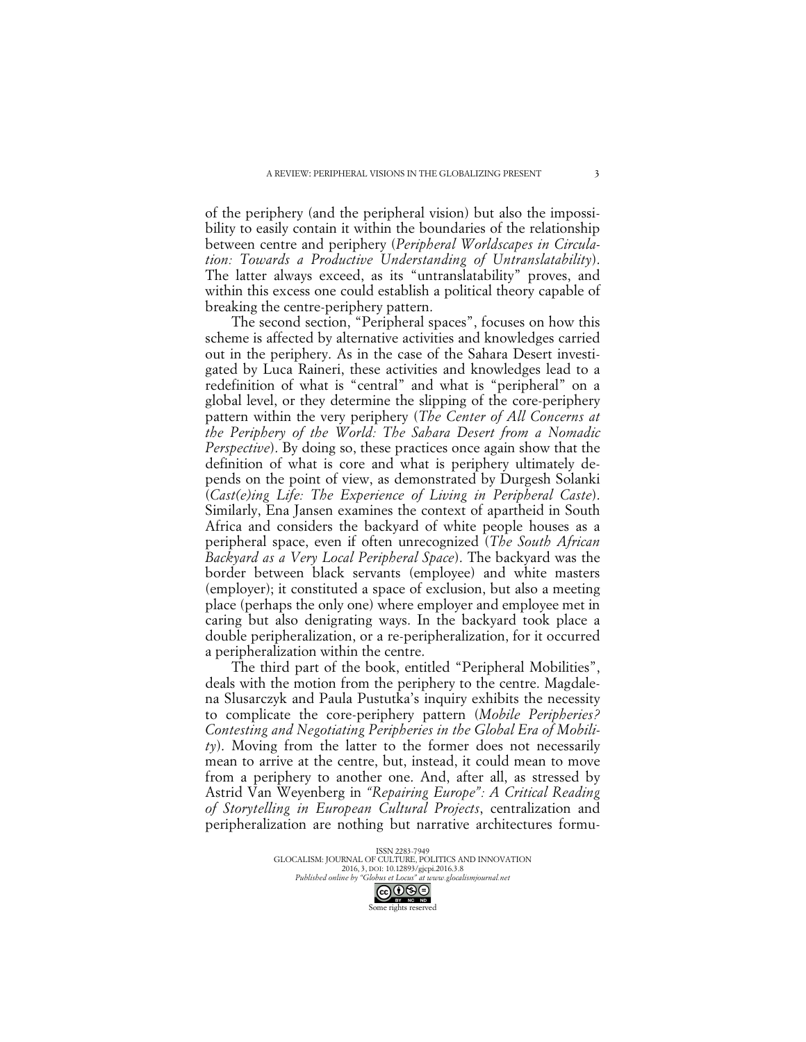of the periphery (and the peripheral vision) but also the impossibility to easily contain it within the boundaries of the relationship between centre and periphery (*Peripheral Worldscapes in Circulation: Towards a Productive Understanding of Untranslatability*). The latter always exceed, as its "untranslatability" proves, and within this excess one could establish a political theory capable of breaking the centre-periphery pattern.

The second section, "Peripheral spaces", focuses on how this scheme is affected by alternative activities and knowledges carried out in the periphery. As in the case of the Sahara Desert investigated by Luca Raineri, these activities and knowledges lead to a redefinition of what is "central" and what is "peripheral" on a global level, or they determine the slipping of the core-periphery pattern within the very periphery (*The Center of All Concerns at the Periphery of the World: The Sahara Desert from a Nomadic Perspective*). By doing so, these practices once again show that the definition of what is core and what is periphery ultimately depends on the point of view, as demonstrated by Durgesh Solanki (*Cast(e)ing Life: The Experience of Living in Peripheral Caste*). Similarly, Ena Jansen examines the context of apartheid in South Africa and considers the backyard of white people houses as a peripheral space, even if often unrecognized (*The South African Backyard as a Very Local Peripheral Space*). The backyard was the border between black servants (employee) and white masters (employer); it constituted a space of exclusion, but also a meeting place (perhaps the only one) where employer and employee met in caring but also denigrating ways. In the backyard took place a double peripheralization, or a re-peripheralization, for it occurred a peripheralization within the centre.

The third part of the book, entitled "Peripheral Mobilities", deals with the motion from the periphery to the centre. Magdalena Slusarczyk and Paula Pustutka's inquiry exhibits the necessity to complicate the core-periphery pattern (*Mobile Peripheries? Contesting and Negotiating Peripheries in the Global Era of Mobility*). Moving from the latter to the former does not necessarily mean to arrive at the centre, but, instead, it could mean to move from a periphery to another one. And, after all, as stressed by Astrid Van Weyenberg in *"Repairing Europe": A Critical Reading of Storytelling in European Cultural Projects*, centralization and peripheralization are nothing but narrative architectures formu-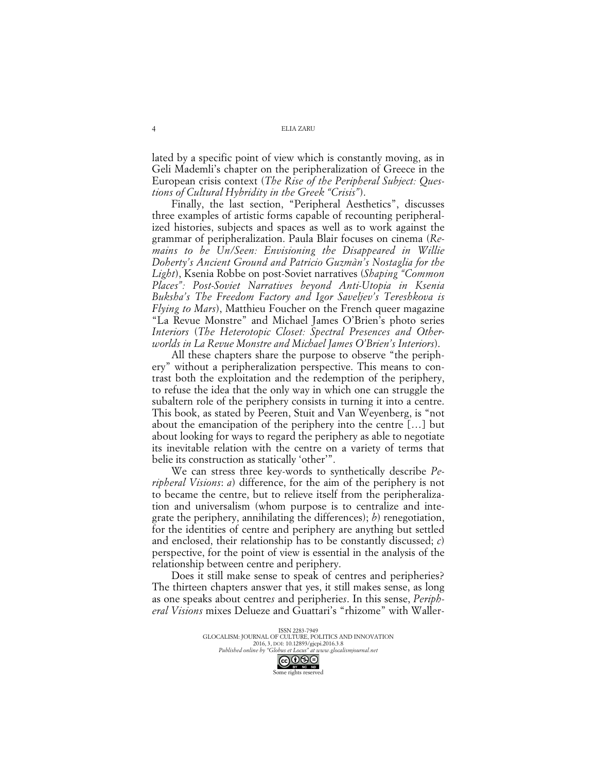lated by a specific point of view which is constantly moving, as in Geli Mademli's chapter on the peripheralization of Greece in the European crisis context (*The Rise of the Peripheral Subject: Questions of Cultural Hybridity in the Greek "Crisis"*).

Finally, the last section, "Peripheral Aesthetics", discusses three examples of artistic forms capable of recounting peripheralized histories, subjects and spaces as well as to work against the grammar of peripheralization. Paula Blair focuses on cinema (*Remains to be Un/Seen: Envisioning the Disappeared in Willie Doherty's Ancient Ground and Patricio Guzmàn's Nostaglia for the Light*), Ksenia Robbe on post-Soviet narratives (*Shaping "Common Places": Post-Soviet Narratives beyond Anti-Utopia in Ksenia Buksha's The Freedom Factory and Igor Saveljev's Tereshkova is Flying to Mars*), Matthieu Foucher on the French queer magazine "La Revue Monstre" and Michael James O'Brien's photo series *Interiors* (*The Heterotopic Closet: Spectral Presences and Otherworlds in La Revue Monstre and Michael James O'Brien's Interiors*).

All these chapters share the purpose to observe "the periphery" without a peripheralization perspective. This means to contrast both the exploitation and the redemption of the periphery, to refuse the idea that the only way in which one can struggle the subaltern role of the periphery consists in turning it into a centre. This book, as stated by Peeren, Stuit and Van Weyenberg, is "not about the emancipation of the periphery into the centre […] but about looking for ways to regard the periphery as able to negotiate its inevitable relation with the centre on a variety of terms that belie its construction as statically 'other'".

We can stress three key-words to synthetically describe *Peripheral Visions*: *a*) difference, for the aim of the periphery is not to became the centre, but to relieve itself from the peripheralization and universalism (whom purpose is to centralize and integrate the periphery, annihilating the differences); *b*) renegotiation, for the identities of centre and periphery are anything but settled and enclosed, their relationship has to be constantly discussed; *c*) perspective, for the point of view is essential in the analysis of the relationship between centre and periphery.

Does it still make sense to speak of centres and peripheries? The thirteen chapters answer that yes, it still makes sense, as long as one speaks about centre*s* and periphérie*s*. In this sense, *Peripheral Visions* mixes Delueze and Guattari's "rhizome" with Waller-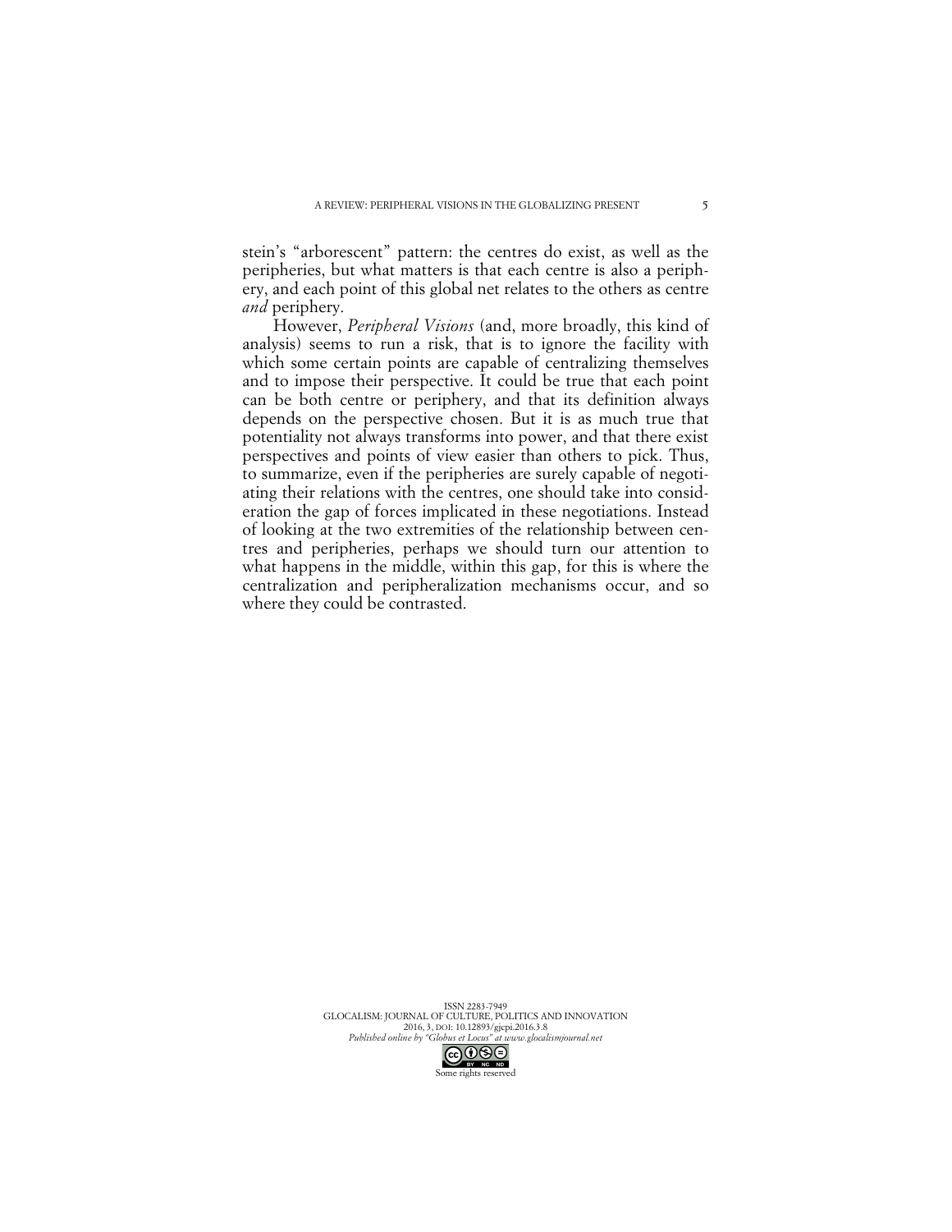stein's "arborescent" pattern: the centres do exist, as well as the peripheries, but what matters is that each centre is also a periphery, and each point of this global net relates to the others as centre *and* periphery.

However, *Peripheral Visions* (and, more broadly, this kind of analysis) seems to run a risk, that is to ignore the facility with which some certain points are capable of centralizing themselves and to impose their perspective. It could be true that each point can be both centre or periphery, and that its definition always depends on the perspective chosen. But it is as much true that potentiality not always transforms into power, and that there exist perspectives and points of view easier than others to pick. Thus, to summarize, even if the peripheries are surely capable of negotiating their relations with the centres, one should take into consideration the gap of forces implicated in these negotiations. Instead of looking at the two extremities of the relationship between centres and peripheries, perhaps we should turn our attention to what happens in the middle, within this gap, for this is where the centralization and peripheralization mechanisms occur, and so where they could be contrasted.